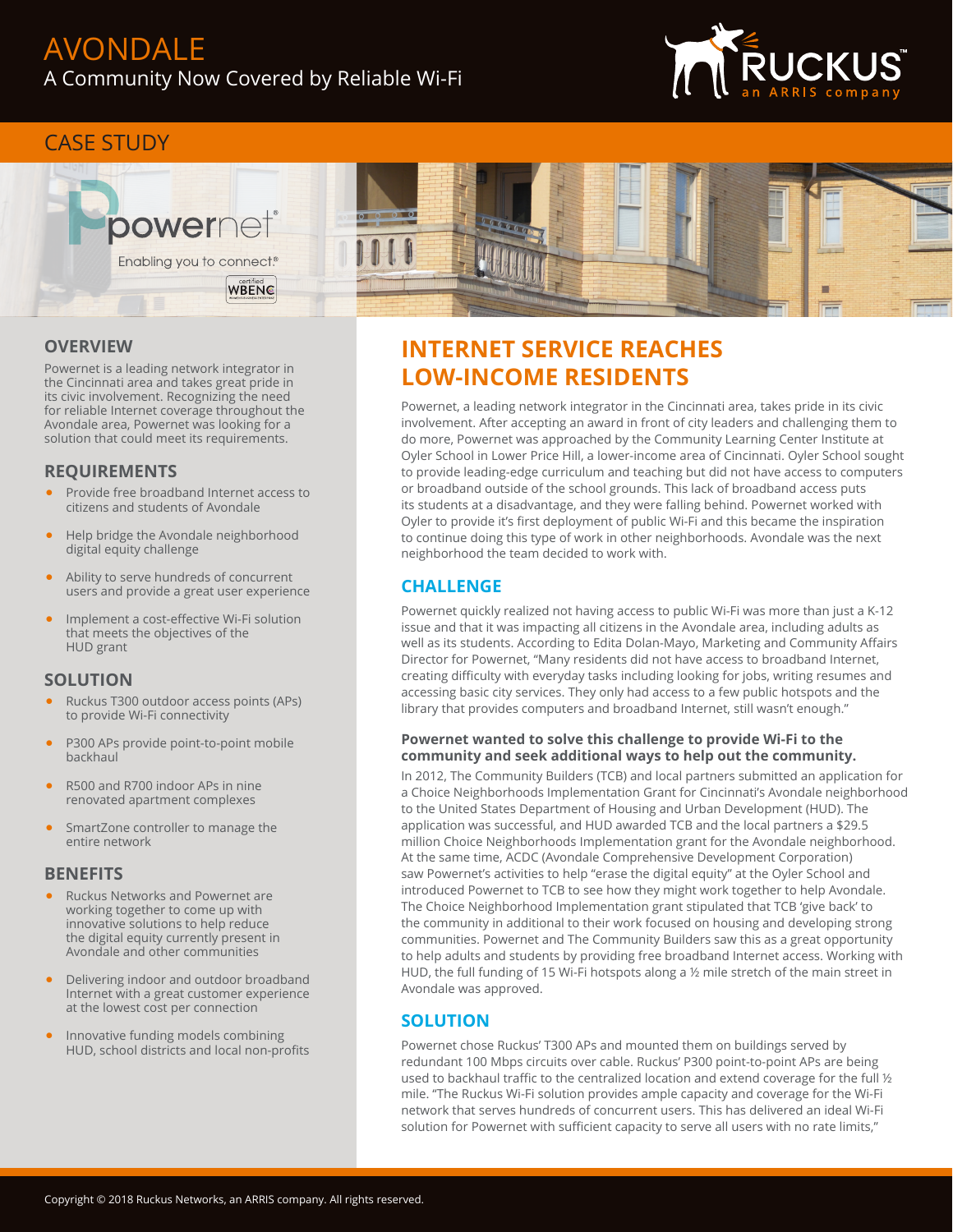# AVONDALE

A Community Now Covered by Reliable Wi-Fi

RUCKUS an ARRIS company

CASE STUDY

powernet
Enabling you to connect.®

## OVERVIEW

Powernet is a leading network integrator in the Cincinnati area and takes great pride in its civic involvement. Recognizing the need for reliable Internet coverage throughout the Avondale area, Powernet was looking for a solution that could meet its requirements.

## REQUIREMENTS

- Provide free broadband Internet access to citizens and students of Avondale
- Help bridge the Avondale neighborhood digital equity challenge
- Ability to serve hundreds of concurrent users and provide a great user experience
- Implement a cost-effective Wi-Fi solution that meets the objectives of the HUD grant

## SOLUTION

- Ruckus T300 outdoor access points (APs) to provide Wi-Fi connectivity
- P300 APs provide point-to-point mobile backhaul
- R500 and R700 indoor APs in nine renovated apartment complexes
- SmartZone controller to manage the entire network

## BENEFITS

- Ruckus Networks and Powernet are working together to come up with innovative solutions to help reduce the digital equity currently present in Avondale and other communities
- Delivering indoor and outdoor broadband Internet with a great customer experience at the lowest cost per connection
- Innovative funding models combining HUD, school districts and local non-profits

# INTERNET SERVICE REACHES LOW-INCOME RESIDENTS

Powernet, a leading network integrator in the Cincinnati area, takes pride in its civic involvement. After accepting an award in front of city leaders and challenging them to do more, Powernet was approached by the Community Learning Center Institute at Oyler School in Lower Price Hill, a lower-income area of Cincinnati. Oyler School sought to provide leading-edge curriculum and teaching but did not have access to computers or broadband outside of the school grounds. This lack of broadband access puts its students at a disadvantage, and they were falling behind. Powernet worked with Oyler to provide it's first deployment of public Wi-Fi and this became the inspiration to continue doing this type of work in other neighborhoods. Avondale was the next neighborhood the team decided to work with.

## CHALLENGE

Powernet quickly realized not having access to public Wi-Fi was more than just a K-12 issue and that it was impacting all citizens in the Avondale area, including adults as well as its students. According to Edita Dolan-Mayo, Marketing and Community Affairs Director for Powernet, "Many residents did not have access to broadband Internet, creating difficulty with everyday tasks including looking for jobs, writing resumes and accessing basic city services. They only had access to a few public hotspots and the library that provides computers and broadband Internet, still wasn't enough."

### Powernet wanted to solve this challenge to provide Wi-Fi to the community and seek additional ways to help out the community.

In 2012, The Community Builders (TCB) and local partners submitted an application for a Choice Neighborhoods Implementation Grant for Cincinnati's Avondale neighborhood to the United States Department of Housing and Urban Development (HUD). The application was successful, and HUD awarded TCB and the local partners a $29.5 million Choice Neighborhoods Implementation grant for the Avondale neighborhood. At the same time, ACDC (Avondale Comprehensive Development Corporation) saw Powernet's activities to help "erase the digital equity" at the Oyler School and introduced Powernet to TCB to see how they might work together to help Avondale. The Choice Neighborhood Implementation grant stipulated that TCB 'give back' to the community in additional to their work focused on housing and developing strong communities. Powernet and The Community Builders saw this as a great opportunity to help adults and students by providing free broadband Internet access. Working with HUD, the full funding of 15 Wi-Fi hotspots along a ½ mile stretch of the main street in Avondale was approved.

## SOLUTION

Powernet chose Ruckus' T300 APs and mounted them on buildings served by redundant 100 Mbps circuits over cable. Ruckus' P300 point-to-point APs are being used to backhaul traffic to the centralized location and extend coverage for the full ½ mile. "The Ruckus Wi-Fi solution provides ample capacity and coverage for the Wi-Fi network that serves hundreds of concurrent users. This has delivered an ideal Wi-Fi solution for Powernet with sufficient capacity to serve all users with no rate limits,"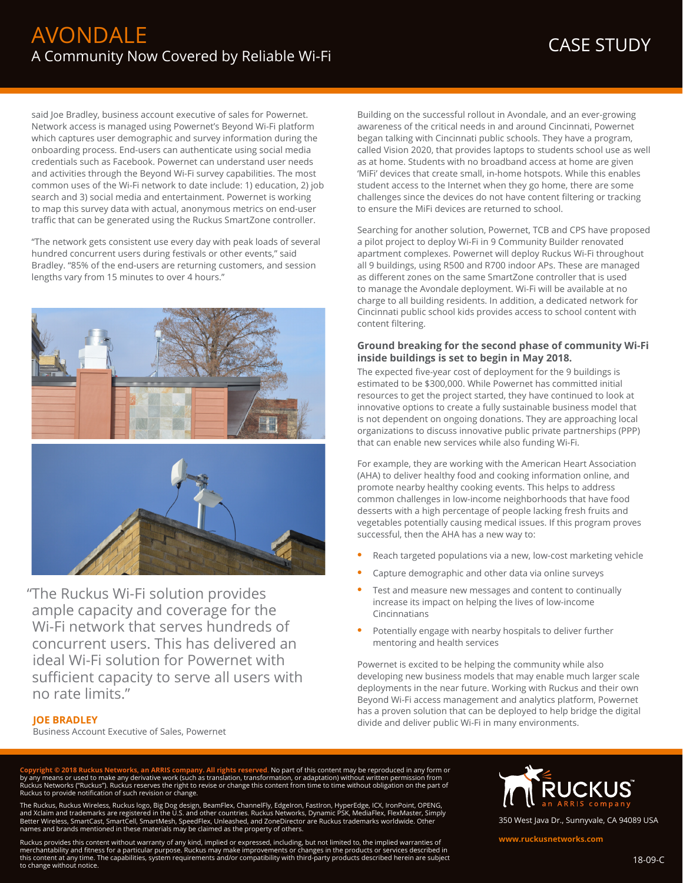said Joe Bradley, business account executive of sales for Powernet. Network access is managed using Powernet's Beyond Wi-Fi platform which captures user demographic and survey information during the onboarding process. End-users can authenticate using social media credentials such as Facebook. Powernet can understand user needs and activities through the Beyond Wi-Fi survey capabilities. The most common uses of the Wi-Fi network to date include: 1) education, 2) job search and 3) social media and entertainment. Powernet is working to map this survey data with actual, anonymous metrics on end-user traffic that can be generated using the Ruckus SmartZone controller.

"The network gets consistent use every day with peak loads of several hundred concurrent users during festivals or other events," said Bradley. "85% of the end-users are returning customers, and session lengths vary from 15 minutes to over 4 hours."

"The Ruckus Wi-Fi solution provides ample capacity and coverage for the Wi-Fi network that serves hundreds of concurrent users. This has delivered an ideal Wi-Fi solution for Powernet with sufficient capacity to serve all users with no rate limits."

**JOE BRADLEY**
Business Account Executive of Sales, Powernet

Building on the successful rollout in Avondale, and an ever-growing awareness of the critical needs in and around Cincinnati, Powernet began talking with Cincinnati public schools. They have a program, called Vision 2020, that provides laptops to students school use as well as at home. Students with no broadband access at home are given 'MiFi' devices that create small, in-home hotspots. While this enables student access to the Internet when they go home, there are some challenges since the devices do not have content filtering or tracking to ensure the MiFi devices are returned to school.

Searching for another solution, Powernet, TCB and CPS have proposed a pilot project to deploy Wi-Fi in 9 Community Builder renovated apartment complexes. Powernet will deploy Ruckus Wi-Fi throughout all 9 buildings, using R500 and R700 indoor APs. These are managed as different zones on the same SmartZone controller that is used to manage the Avondale deployment. Wi-Fi will be available at no charge to all building residents. In addition, a dedicated network for Cincinnati public school kids provides access to school content with content filtering.

### Ground breaking for the second phase of community Wi-Fi inside buildings is set to begin in May 2018.

The expected five-year cost of deployment for the 9 buildings is estimated to be $300,000. While Powernet has committed initial resources to get the project started, they have continued to look at innovative options to create a fully sustainable business model that is not dependent on ongoing donations. They are approaching local organizations to discuss innovative public private partnerships (PPP) that can enable new services while also funding Wi-Fi.

For example, they are working with the American Heart Association (AHA) to deliver healthy food and cooking information online, and promote nearby healthy cooking events. This helps to address common challenges in low-income neighborhoods that have food desserts with a high percentage of people lacking fresh fruits and vegetables potentially causing medical issues. If this program proves successful, then the AHA has a new way to:

- Reach targeted populations via a new, low-cost marketing vehicle
- Capture demographic and other data via online surveys
- Test and measure new messages and content to continually increase its impact on helping the lives of low-income Cincinnatians
- Potentially engage with nearby hospitals to deliver further mentoring and health services

Powernet is excited to be helping the community while also developing new business models that may enable much larger scale deployments in the near future. Working with Ruckus and their own Beyond Wi-Fi access management and analytics platform, Powernet has a proven solution that can be deployed to help bridge the digital divide and deliver public Wi-Fi in many environments.

**Copyright © 2018 Ruckus Networks, an ARRIS company. All rights reserved.** No part of this content may be reproduced in any form or by any means or used to make any derivative work (such as translation, transformation, or adaptation) without written permission from Ruckus Networks ("Ruckus"). Ruckus reserves the right to revise or change this content from time to time without obligation on the part of Ruckus to provide notification of such revision or change.

The Ruckus, Ruckus Wireless, Ruckus logo, Big Dog design, BeamFlex, ChannelFly, EdgeIron, FastIron, HyperEdge, ICX, IronPoint, OPENG, and Xclaim and trademarks are registered in the U.S. and other countries. Ruckus Networks, Dynamic PSK, MediaFlex, FlexMaster, Simply Better Wireless, SmartCast, SmartCell, SmartMesh, SpeedFlex, Unleashed, and ZoneDirector are Ruckus trademarks worldwide. Other names and brands mentioned in these materials may be claimed as the property of others.

Ruckus provides this content without warranty of any kind, implied or expressed, including, but not limited to, the implied warranties of merchantability and fitness for a particular purpose. Ruckus may make improvements or changes in the products or services described in this content at any time. The capabilities, system requirements and/or compatibility with third-party products described herein are subject to change without notice.

RUCKUS an ARRIS company

350 West Java Dr., Sunnyvale, CA 94089 USA

**www.ruckusnetworks.com**

18-09-C